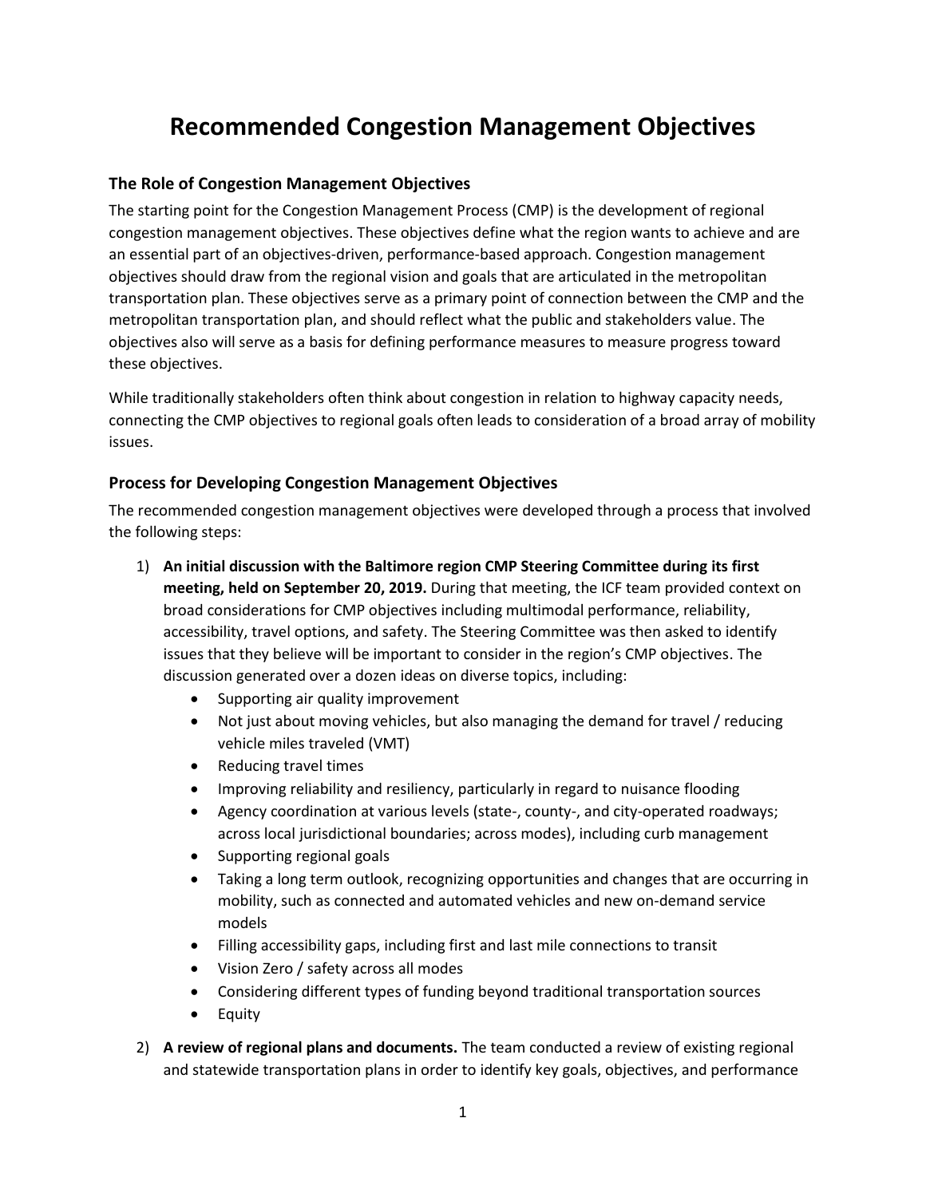# Recommended Congestion Management Objectives

## The Role of Congestion Management Objectives

The starting point for the Congestion Management Process (CMP) is the development of regional congestion management objectives. These objectives define what the region wants to achieve and are an essential part of an objectives-driven, performance-based approach. Congestion management objectives should draw from the regional vision and goals that are articulated in the metropolitan transportation plan. These objectives serve as a primary point of connection between the CMP and the metropolitan transportation plan, and should reflect what the public and stakeholders value. The objectives also will serve as a basis for defining performance measures to measure progress toward these objectives.

While traditionally stakeholders often think about congestion in relation to highway capacity needs, connecting the CMP objectives to regional goals often leads to consideration of a broad array of mobility issues.

## Process for Developing Congestion Management Objectives

The recommended congestion management objectives were developed through a process that involved the following steps:

1) **An initial discussion with the Baltimore region CMP Steering Committee during its first meeting, held on September 20, 2019.** During that meeting, the ICF team provided context on broad considerations for CMP objectives including multimodal performance, reliability, accessibility, travel options, and safety. The Steering Committee was then asked to identify issues that they believe will be important to consider in the region's CMP objectives. The discussion generated over a dozen ideas on diverse topics, including:
   - Supporting air quality improvement
   - Not just about moving vehicles, but also managing the demand for travel / reducing vehicle miles traveled (VMT)
   - Reducing travel times
   - Improving reliability and resiliency, particularly in regard to nuisance flooding
   - Agency coordination at various levels (state-, county-, and city-operated roadways; across local jurisdictional boundaries; across modes), including curb management
   - Supporting regional goals
   - Taking a long term outlook, recognizing opportunities and changes that are occurring in mobility, such as connected and automated vehicles and new on-demand service models
   - Filling accessibility gaps, including first and last mile connections to transit
   - Vision Zero / safety across all modes
   - Considering different types of funding beyond traditional transportation sources
   - Equity
2) **A review of regional plans and documents.** The team conducted a review of existing regional and statewide transportation plans in order to identify key goals, objectives, and performance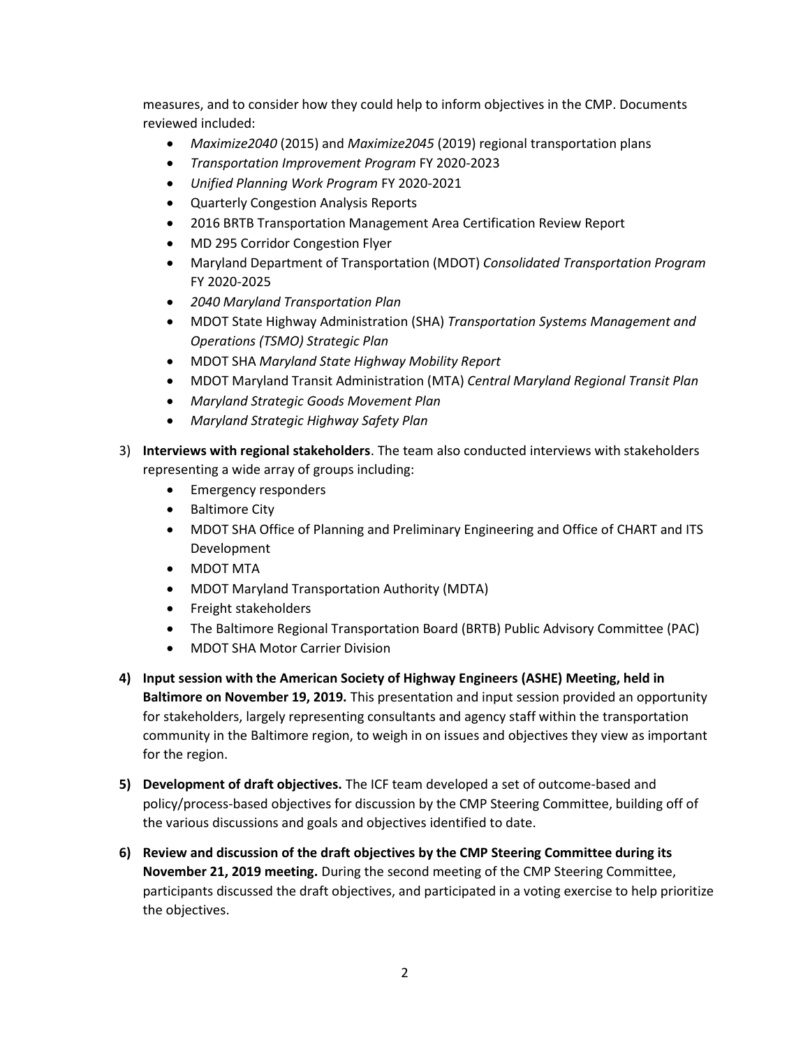measures, and to consider how they could help to inform objectives in the CMP. Documents reviewed included:

- *Maximize2040* (2015) and *Maximize2045* (2019) regional transportation plans
- *Transportation Improvement Program* FY 2020-2023
- *Unified Planning Work Program* FY 2020-2021
- Quarterly Congestion Analysis Reports
- 2016 BRTB Transportation Management Area Certification Review Report
- MD 295 Corridor Congestion Flyer
- Maryland Department of Transportation (MDOT) *Consolidated Transportation Program* FY 2020-2025
- *2040 Maryland Transportation Plan*
- MDOT State Highway Administration (SHA) *Transportation Systems Management and Operations (TSMO) Strategic Plan*
- MDOT SHA *Maryland State Highway Mobility Report*
- MDOT Maryland Transit Administration (MTA) *Central Maryland Regional Transit Plan*
- *Maryland Strategic Goods Movement Plan*
- *Maryland Strategic Highway Safety Plan*

3) **Interviews with regional stakeholders**. The team also conducted interviews with stakeholders representing a wide array of groups including:
   - Emergency responders
   - Baltimore City
   - MDOT SHA Office of Planning and Preliminary Engineering and Office of CHART and ITS Development
   - MDOT MTA
   - MDOT Maryland Transportation Authority (MDTA)
   - Freight stakeholders
   - The Baltimore Regional Transportation Board (BRTB) Public Advisory Committee (PAC)
   - MDOT SHA Motor Carrier Division

4) **Input session with the American Society of Highway Engineers (ASHE) Meeting, held in Baltimore on November 19, 2019.** This presentation and input session provided an opportunity for stakeholders, largely representing consultants and agency staff within the transportation community in the Baltimore region, to weigh in on issues and objectives they view as important for the region.

5) **Development of draft objectives.** The ICF team developed a set of outcome-based and policy/process-based objectives for discussion by the CMP Steering Committee, building off of the various discussions and goals and objectives identified to date.

6) **Review and discussion of the draft objectives by the CMP Steering Committee during its November 21, 2019 meeting.** During the second meeting of the CMP Steering Committee, participants discussed the draft objectives, and participated in a voting exercise to help prioritize the objectives.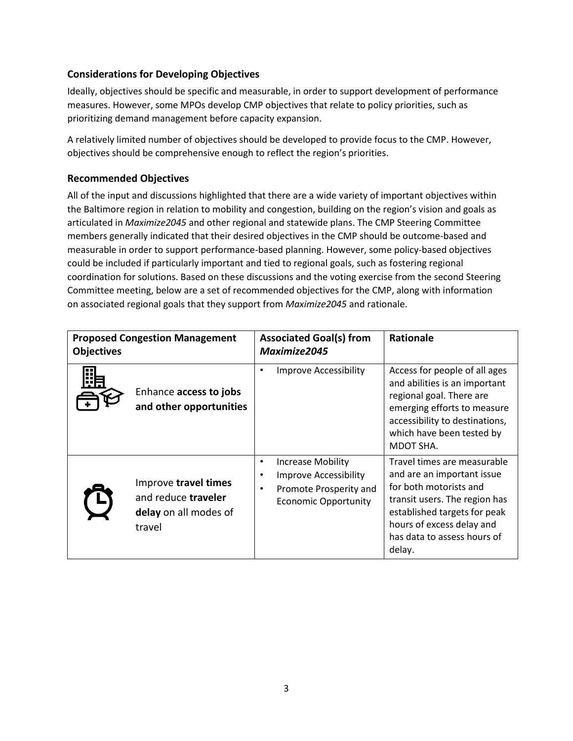### Considerations for Developing Objectives

Ideally, objectives should be specific and measurable, in order to support development of performance measures. However, some MPOs develop CMP objectives that relate to policy priorities, such as prioritizing demand management before capacity expansion.

A relatively limited number of objectives should be developed to provide focus to the CMP. However, objectives should be comprehensive enough to reflect the region's priorities.

### Recommended Objectives

All of the input and discussions highlighted that there are a wide variety of important objectives within the Baltimore region in relation to mobility and congestion, building on the region's vision and goals as articulated in *Maximize2045* and other regional and statewide plans. The CMP Steering Committee members generally indicated that their desired objectives in the CMP should be outcome-based and measurable in order to support performance-based planning. However, some policy-based objectives could be included if particularly important and tied to regional goals, such as fostering regional coordination for solutions. Based on these discussions and the voting exercise from the second Steering Committee meeting, below are a set of recommended objectives for the CMP, along with information on associated regional goals that they support from *Maximize2045* and rationale.

| Proposed Congestion Management Objectives | Associated Goal(s) from *Maximize2045* | Rationale |
|---|---|---|
| Enhance **access to jobs and other opportunities** | • Improve Accessibility | Access for people of all ages and abilities is an important regional goal. There are emerging efforts to measure accessibility to destinations, which have been tested by MDOT SHA. |
| Improve **travel times** and reduce **traveler delay** on all modes of travel | • Increase Mobility<br>• Improve Accessibility<br>• Promote Prosperity and Economic Opportunity | Travel times are measurable and are an important issue for both motorists and transit users. The region has established targets for peak hours of excess delay and has data to assess hours of delay. |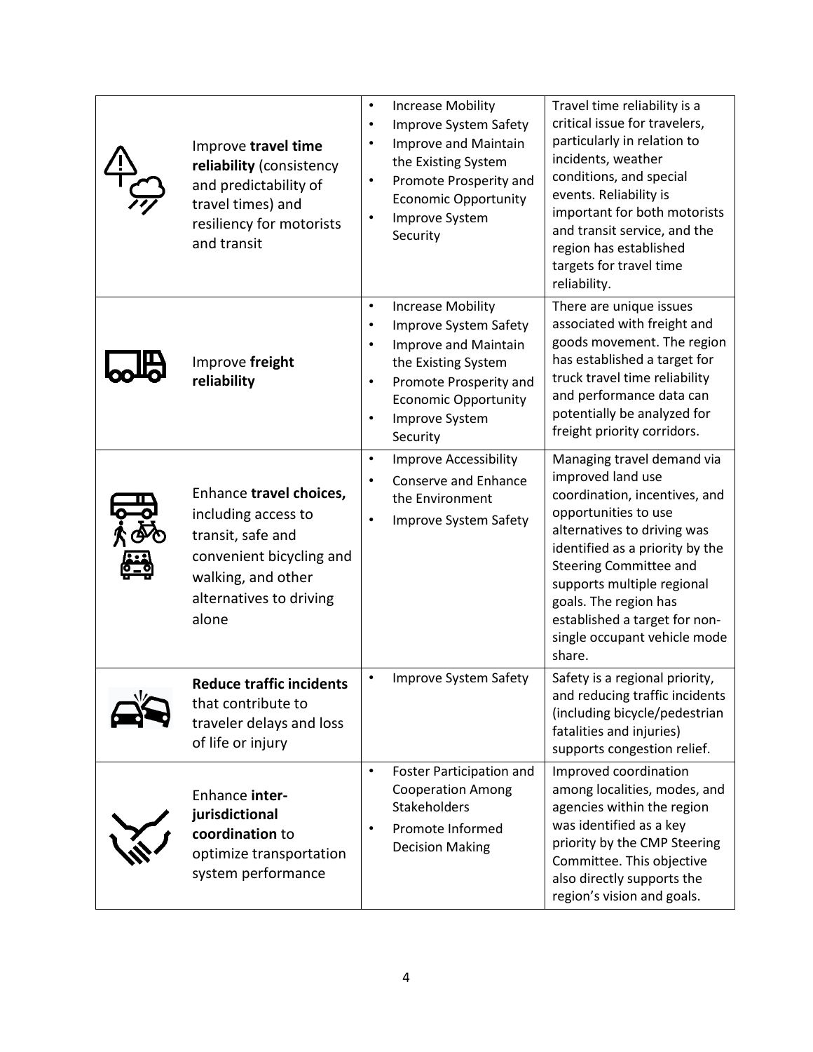| | | | |
|---|---|---|---|
| | Improve **travel time reliability** (consistency and predictability of travel times) and resiliency for motorists and transit | • Increase Mobility<br>• Improve System Safety<br>• Improve and Maintain the Existing System<br>• Promote Prosperity and Economic Opportunity<br>• Improve System Security | Travel time reliability is a critical issue for travelers, particularly in relation to incidents, weather conditions, and special events. Reliability is important for both motorists and transit service, and the region has established targets for travel time reliability. |
| | Improve **freight reliability** | • Increase Mobility<br>• Improve System Safety<br>• Improve and Maintain the Existing System<br>• Promote Prosperity and Economic Opportunity<br>• Improve System Security | There are unique issues associated with freight and goods movement. The region has established a target for truck travel time reliability and performance data can potentially be analyzed for freight priority corridors. |
| | Enhance **travel choices,** including access to transit, safe and convenient bicycling and walking, and other alternatives to driving alone | • Improve Accessibility<br>• Conserve and Enhance the Environment<br>• Improve System Safety | Managing travel demand via improved land use coordination, incentives, and opportunities to use alternatives to driving was identified as a priority by the Steering Committee and supports multiple regional goals. The region has established a target for non-single occupant vehicle mode share. |
| | **Reduce traffic incidents** that contribute to traveler delays and loss of life or injury | • Improve System Safety | Safety is a regional priority, and reducing traffic incidents (including bicycle/pedestrian fatalities and injuries) supports congestion relief. |
| | Enhance **inter-jurisdictional coordination** to optimize transportation system performance | • Foster Participation and Cooperation Among Stakeholders<br>• Promote Informed Decision Making | Improved coordination among localities, modes, and agencies within the region was identified as a key priority by the CMP Steering Committee. This objective also directly supports the region's vision and goals. |